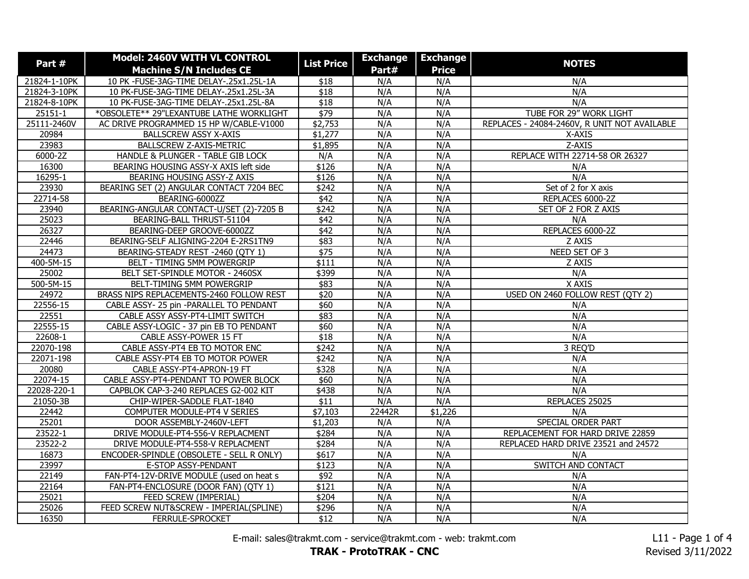| Part # | Model: 2460V WITH VL CONTROL Machine S/N Includes CE | List Price | Exchange Part# | Exchange Price | NOTES |
|---|---|---|---|---|---|
| 21824-1-10PK | 10 PK -FUSE-3AG-TIME DELAY-.25x1.25L-1A | $18 | N/A | N/A | N/A |
| 21824-3-10PK | 10 PK-FUSE-3AG-TIME DELAY-.25x1.25L-3A | $18 | N/A | N/A | N/A |
| 21824-8-10PK | 10 PK-FUSE-3AG-TIME DELAY-.25x1.25L-8A | $18 | N/A | N/A | N/A |
| 25151-1 | *OBSOLETE** 29"LEXANTUBE LATHE WORKLIGHT | $79 | N/A | N/A | TUBE FOR 29" WORK LIGHT |
| 25111-2460V | AC DRIVE PROGRAMMED 15 HP W/CABLE-V1000 | $2,753 | N/A | N/A | REPLACES - 24084-2460V, R UNIT NOT AVAILABLE |
| 20984 | BALLSCREW ASSY X-AXIS | $1,277 | N/A | N/A | X-AXIS |
| 23983 | BALLSCREW Z-AXIS-METRIC | $1,895 | N/A | N/A | Z-AXIS |
| 6000-2Z | HANDLE & PLUNGER - TABLE GIB LOCK | N/A | N/A | N/A | REPLACE WITH 22714-58 OR 26327 |
| 16300 | BEARING HOUSING ASSY-X AXIS left side | $126 | N/A | N/A | N/A |
| 16295-1 | BEARING HOUSING ASSY-Z AXIS | $126 | N/A | N/A | N/A |
| 23930 | BEARING SET (2) ANGULAR CONTACT 7204 BEC | $242 | N/A | N/A | Set of 2 for X axis |
| 22714-58 | BEARING-6000ZZ | $42 | N/A | N/A | REPLACES 6000-2Z |
| 23940 | BEARING-ANGULAR CONTACT-U/SET (2)-7205 B | $242 | N/A | N/A | SET OF 2 FOR Z AXIS |
| 25023 | BEARING-BALL THRUST-51104 | $42 | N/A | N/A | N/A |
| 26327 | BEARING-DEEP GROOVE-6000ZZ | $42 | N/A | N/A | REPLACES 6000-2Z |
| 22446 | BEARING-SELF ALIGNING-2204 E-2RS1TN9 | $83 | N/A | N/A | Z AXIS |
| 24473 | BEARING-STEADY REST -2460 (QTY 1) | $75 | N/A | N/A | NEED SET OF 3 |
| 400-5M-15 | BELT - TIMING 5MM POWERGRIP | $111 | N/A | N/A | Z AXIS |
| 25002 | BELT SET-SPINDLE MOTOR - 2460SX | $399 | N/A | N/A | N/A |
| 500-5M-15 | BELT-TIMING 5MM POWERGRIP | $83 | N/A | N/A | X AXIS |
| 24972 | BRASS NIPS REPLACEMENTS-2460 FOLLOW REST | $20 | N/A | N/A | USED ON 2460 FOLLOW REST (QTY 2) |
| 22556-15 | CABLE ASSY- 25 pin -PARALLEL TO PENDANT | $60 | N/A | N/A | N/A |
| 22551 | CABLE ASSY ASSY-PT4-LIMIT SWITCH | $83 | N/A | N/A | N/A |
| 22555-15 | CABLE ASSY-LOGIC - 37 pin EB TO PENDANT | $60 | N/A | N/A | N/A |
| 22608-1 | CABLE ASSY-POWER 15 FT | $18 | N/A | N/A | N/A |
| 22070-198 | CABLE ASSY-PT4 EB TO MOTOR ENC | $242 | N/A | N/A | 3 REQ'D |
| 22071-198 | CABLE ASSY-PT4 EB TO MOTOR POWER | $242 | N/A | N/A | N/A |
| 20080 | CABLE ASSY-PT4-APRON-19 FT | $328 | N/A | N/A | N/A |
| 22074-15 | CABLE ASSY-PT4-PENDANT TO POWER BLOCK | $60 | N/A | N/A | N/A |
| 22028-220-1 | CAPBLOK CAP-3-240 REPLACES G2-002 KIT | $438 | N/A | N/A | N/A |
| 21050-3B | CHIP-WIPER-SADDLE FLAT-1840 | $11 | N/A | N/A | REPLACES 25025 |
| 22442 | COMPUTER MODULE-PT4 V SERIES | $7,103 | 22442R | $1,226 | N/A |
| 25201 | DOOR ASSEMBLY-2460V-LEFT | $1,203 | N/A | N/A | SPECIAL ORDER PART |
| 23522-1 | DRIVE MODULE-PT4-556-V REPLACMENT | $284 | N/A | N/A | REPLACEMENT FOR HARD DRIVE 22859 |
| 23522-2 | DRIVE MODULE-PT4-558-V REPLACMENT | $284 | N/A | N/A | REPLACED HARD DRIVE 23521 and 24572 |
| 16873 | ENCODER-SPINDLE (OBSOLETE - SELL R ONLY) | $617 | N/A | N/A | N/A |
| 23997 | E-STOP ASSY-PENDANT | $123 | N/A | N/A | SWITCH AND CONTACT |
| 22149 | FAN-PT4-12V-DRIVE MODULE (used on heat s | $92 | N/A | N/A | N/A |
| 22164 | FAN-PT4-ENCLOSURE (DOOR FAN) (QTY 1) | $121 | N/A | N/A | N/A |
| 25021 | FEED SCREW (IMPERIAL) | $204 | N/A | N/A | N/A |
| 25026 | FEED SCREW NUT&SCREW - IMPERIAL(SPLINE) | $296 | N/A | N/A | N/A |
| 16350 | FERRULE-SPROCKET | $12 | N/A | N/A | N/A |

E-mail: sales@trakmt.com - service@trakmt.com - web: trakmt.com

**TRAK - ProtoTRAK - CNC**

Revised 3/11/2022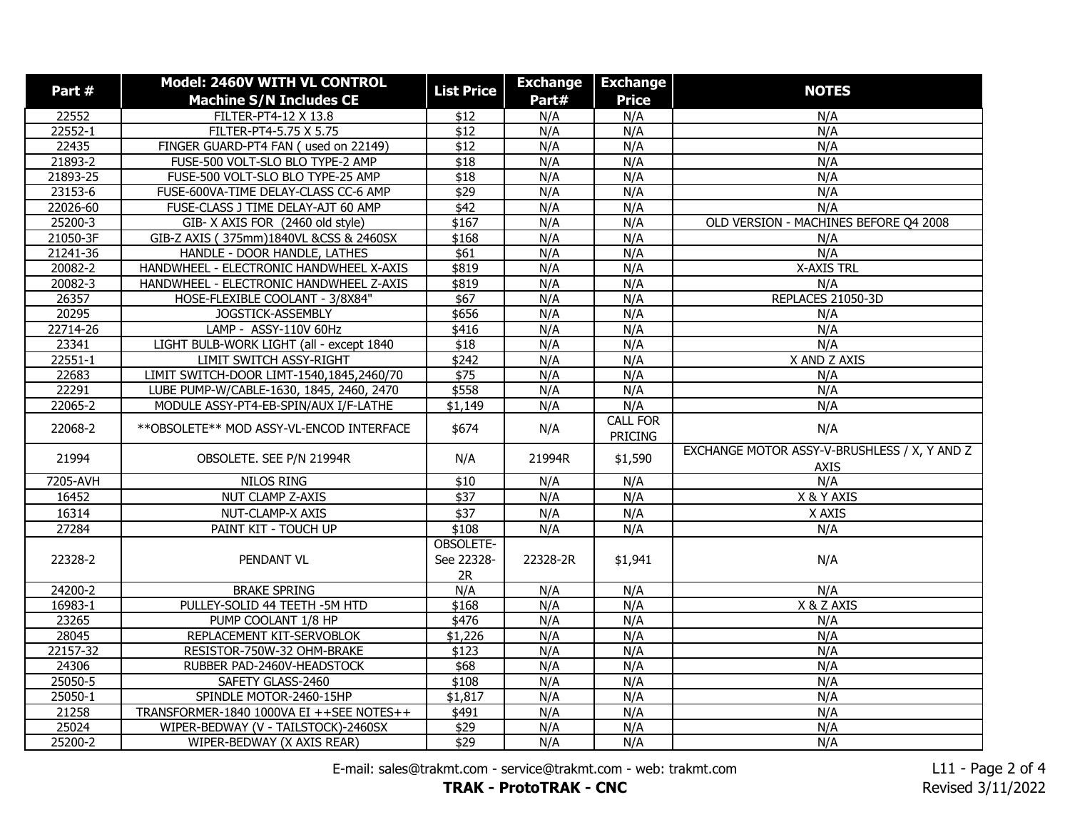| Part # | Model: 2460V WITH VL CONTROL Machine S/N Includes CE | List Price | Exchange Part# | Exchange Price | NOTES |
|---|---|---|---|---|---|
| 22552 | FILTER-PT4-12 X 13.8 | $12 | N/A | N/A | N/A |
| 22552-1 | FILTER-PT4-5.75 X 5.75 | $12 | N/A | N/A | N/A |
| 22435 | FINGER GUARD-PT4 FAN ( used on 22149) | $12 | N/A | N/A | N/A |
| 21893-2 | FUSE-500 VOLT-SLO BLO TYPE-2 AMP | $18 | N/A | N/A | N/A |
| 21893-25 | FUSE-500 VOLT-SLO BLO TYPE-25 AMP | $18 | N/A | N/A | N/A |
| 23153-6 | FUSE-600VA-TIME DELAY-CLASS CC-6 AMP | $29 | N/A | N/A | N/A |
| 22026-60 | FUSE-CLASS J TIME DELAY-AJT 60 AMP | $42 | N/A | N/A | N/A |
| 25200-3 | GIB- X AXIS FOR (2460 old style) | $167 | N/A | N/A | OLD VERSION - MACHINES BEFORE Q4 2008 |
| 21050-3F | GIB-Z AXIS ( 375mm)1840VL &CSS & 2460SX | $168 | N/A | N/A | N/A |
| 21241-36 | HANDLE - DOOR HANDLE, LATHES | $61 | N/A | N/A | N/A |
| 20082-2 | HANDWHEEL - ELECTRONIC HANDWHEEL X-AXIS | $819 | N/A | N/A | X-AXIS TRL |
| 20082-3 | HANDWHEEL - ELECTRONIC HANDWHEEL Z-AXIS | $819 | N/A | N/A | N/A |
| 26357 | HOSE-FLEXIBLE COOLANT - 3/8X84" | $67 | N/A | N/A | REPLACES 21050-3D |
| 20295 | JOGSTICK-ASSEMBLY | $656 | N/A | N/A | N/A |
| 22714-26 | LAMP - ASSY-110V 60Hz | $416 | N/A | N/A | N/A |
| 23341 | LIGHT BULB-WORK LIGHT (all - except 1840 | $18 | N/A | N/A | N/A |
| 22551-1 | LIMIT SWITCH ASSY-RIGHT | $242 | N/A | N/A | X AND Z AXIS |
| 22683 | LIMIT SWITCH-DOOR LIMT-1540,1845,2460/70 | $75 | N/A | N/A | N/A |
| 22291 | LUBE PUMP-W/CABLE-1630, 1845, 2460, 2470 | $558 | N/A | N/A | N/A |
| 22065-2 | MODULE ASSY-PT4-EB-SPIN/AUX I/F-LATHE | $1,149 | N/A | N/A | N/A |
| 22068-2 | **OBSOLETE** MOD ASSY-VL-ENCOD INTERFACE | $674 | N/A | CALL FOR PRICING | N/A |
| 21994 | OBSOLETE. SEE P/N 21994R | N/A | 21994R | $1,590 | EXCHANGE MOTOR ASSY-V-BRUSHLESS / X, Y AND Z AXIS |
| 7205-AVH | NILOS RING | $10 | N/A | N/A | N/A |
| 16452 | NUT CLAMP Z-AXIS | $37 | N/A | N/A | X & Y AXIS |
| 16314 | NUT-CLAMP-X AXIS | $37 | N/A | N/A | X AXIS |
| 27284 | PAINT KIT - TOUCH UP | $108 | N/A | N/A | N/A |
| 22328-2 | PENDANT VL | OBSOLETE- See 22328-2R | 22328-2R | $1,941 | N/A |
| 24200-2 | BRAKE SPRING | N/A | N/A | N/A | N/A |
| 16983-1 | PULLEY-SOLID 44 TEETH -5M HTD | $168 | N/A | N/A | X & Z AXIS |
| 23265 | PUMP COOLANT 1/8 HP | $476 | N/A | N/A | N/A |
| 28045 | REPLACEMENT KIT-SERVOBLOK | $1,226 | N/A | N/A | N/A |
| 22157-32 | RESISTOR-750W-32 OHM-BRAKE | $123 | N/A | N/A | N/A |
| 24306 | RUBBER PAD-2460V-HEADSTOCK | $68 | N/A | N/A | N/A |
| 25050-5 | SAFETY GLASS-2460 | $108 | N/A | N/A | N/A |
| 25050-1 | SPINDLE MOTOR-2460-15HP | $1,817 | N/A | N/A | N/A |
| 21258 | TRANSFORMER-1840 1000VA EI ++SEE NOTES++ | $491 | N/A | N/A | N/A |
| 25024 | WIPER-BEDWAY (V - TAILSTOCK)-2460SX | $29 | N/A | N/A | N/A |
| 25200-2 | WIPER-BEDWAY (X AXIS REAR) | $29 | N/A | N/A | N/A |

E-mail: sales@trakmt.com - service@trakmt.com - web: trakmt.com

**TRAK - ProtoTRAK - CNC**

Revised 3/11/2022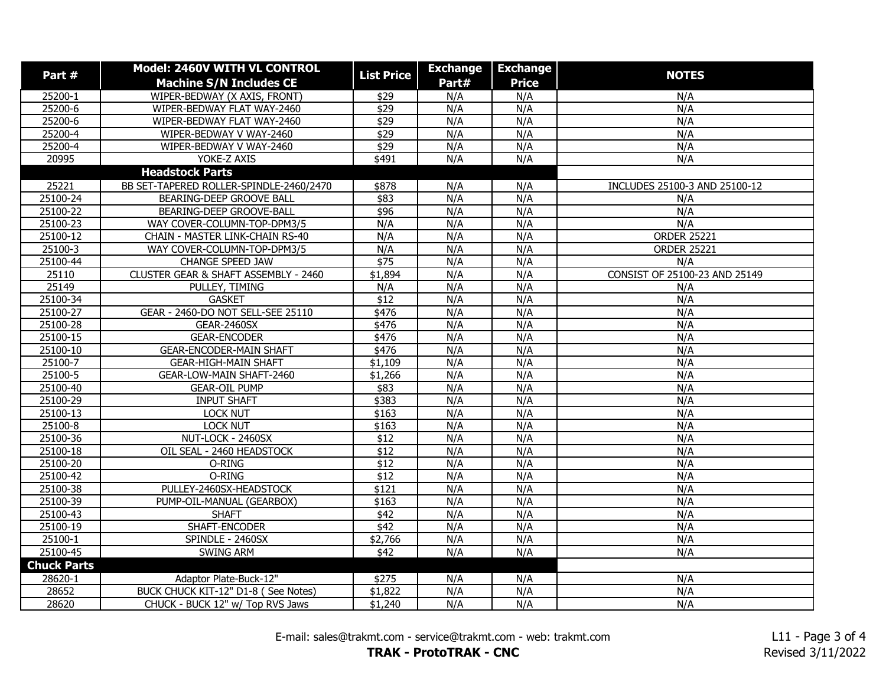| Part # | Model: 2460V WITH VL CONTROL Machine S/N Includes CE | List Price | Exchange Part# | Exchange Price | NOTES |
|---|---|---|---|---|---|
| 25200-1 | WIPER-BEDWAY (X AXIS, FRONT) | $29 | N/A | N/A | N/A |
| 25200-6 | WIPER-BEDWAY FLAT WAY-2460 | $29 | N/A | N/A | N/A |
| 25200-6 | WIPER-BEDWAY FLAT WAY-2460 | $29 | N/A | N/A | N/A |
| 25200-4 | WIPER-BEDWAY V WAY-2460 | $29 | N/A | N/A | N/A |
| 25200-4 | WIPER-BEDWAY V WAY-2460 | $29 | N/A | N/A | N/A |
| 20995 | YOKE-Z AXIS | $491 | N/A | N/A | N/A |
| | **Headstock Parts** | | | | |
| 25221 | BB SET-TAPERED ROLLER-SPINDLE-2460/2470 | $878 | N/A | N/A | INCLUDES 25100-3 AND 25100-12 |
| 25100-24 | BEARING-DEEP GROOVE BALL | $83 | N/A | N/A | N/A |
| 25100-22 | BEARING-DEEP GROOVE-BALL | $96 | N/A | N/A | N/A |
| 25100-23 | WAY COVER-COLUMN-TOP-DPM3/5 | N/A | N/A | N/A | N/A |
| 25100-12 | CHAIN - MASTER LINK-CHAIN RS-40 | N/A | N/A | N/A | ORDER 25221 |
| 25100-3 | WAY COVER-COLUMN-TOP-DPM3/5 | N/A | N/A | N/A | ORDER 25221 |
| 25100-44 | CHANGE SPEED JAW | $75 | N/A | N/A | N/A |
| 25110 | CLUSTER GEAR & SHAFT ASSEMBLY - 2460 | $1,894 | N/A | N/A | CONSIST OF 25100-23 AND 25149 |
| 25149 | PULLEY, TIMING | N/A | N/A | N/A | N/A |
| 25100-34 | GASKET | $12 | N/A | N/A | N/A |
| 25100-27 | GEAR - 2460-DO NOT SELL-SEE 25110 | $476 | N/A | N/A | N/A |
| 25100-28 | GEAR-2460SX | $476 | N/A | N/A | N/A |
| 25100-15 | GEAR-ENCODER | $476 | N/A | N/A | N/A |
| 25100-10 | GEAR-ENCODER-MAIN SHAFT | $476 | N/A | N/A | N/A |
| 25100-7 | GEAR-HIGH-MAIN SHAFT | $1,109 | N/A | N/A | N/A |
| 25100-5 | GEAR-LOW-MAIN SHAFT-2460 | $1,266 | N/A | N/A | N/A |
| 25100-40 | GEAR-OIL PUMP | $83 | N/A | N/A | N/A |
| 25100-29 | INPUT SHAFT | $383 | N/A | N/A | N/A |
| 25100-13 | LOCK NUT | $163 | N/A | N/A | N/A |
| 25100-8 | LOCK NUT | $163 | N/A | N/A | N/A |
| 25100-36 | NUT-LOCK - 2460SX | $12 | N/A | N/A | N/A |
| 25100-18 | OIL SEAL - 2460 HEADSTOCK | $12 | N/A | N/A | N/A |
| 25100-20 | O-RING | $12 | N/A | N/A | N/A |
| 25100-42 | O-RING | $12 | N/A | N/A | N/A |
| 25100-38 | PULLEY-2460SX-HEADSTOCK | $121 | N/A | N/A | N/A |
| 25100-39 | PUMP-OIL-MANUAL (GEARBOX) | $163 | N/A | N/A | N/A |
| 25100-43 | SHAFT | $42 | N/A | N/A | N/A |
| 25100-19 | SHAFT-ENCODER | $42 | N/A | N/A | N/A |
| 25100-1 | SPINDLE - 2460SX | $2,766 | N/A | N/A | N/A |
| 25100-45 | SWING ARM | $42 | N/A | N/A | N/A |
| **Chuck Parts** | | | | | |
| 28620-1 | Adaptor Plate-Buck-12" | $275 | N/A | N/A | N/A |
| 28652 | BUCK CHUCK KIT-12" D1-8 ( See Notes) | $1,822 | N/A | N/A | N/A |
| 28620 | CHUCK - BUCK 12" w/ Top RVS Jaws | $1,240 | N/A | N/A | N/A |

E-mail: sales@trakmt.com - service@trakmt.com - web: trakmt.com

**TRAK - ProtoTRAK - CNC**

L11 - Page 3 of 4
Revised 3/11/2022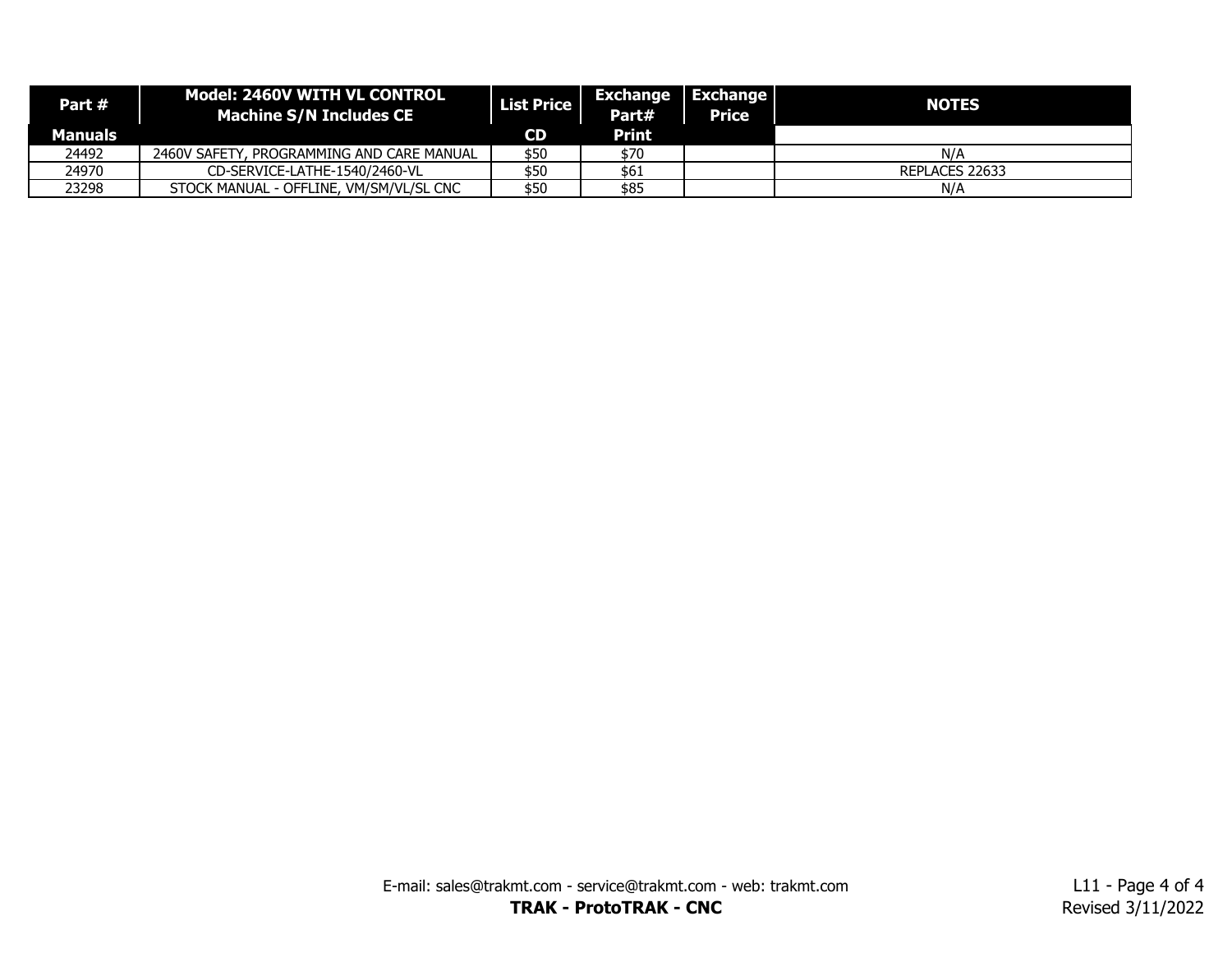| Part # | Model: 2460V WITH VL CONTROL Machine S/N Includes CE | List Price | Exchange Part# | Exchange Price | NOTES |
|---|---|---|---|---|---|
| **Manuals** | | **CD** | **Print** | | |
| 24492 | 2460V SAFETY, PROGRAMMING AND CARE MANUAL | $50 | $70 | | N/A |
| 24970 | CD-SERVICE-LATHE-1540/2460-VL | $50 | $61 | | REPLACES 22633 |
| 23298 | STOCK MANUAL - OFFLINE, VM/SM/VL/SL CNC | $50 | $85 | | N/A |

E-mail: sales@trakmt.com - service@trakmt.com - web: trakmt.com

**TRAK - ProtoTRAK - CNC**

L11

Revised 3/11/2022